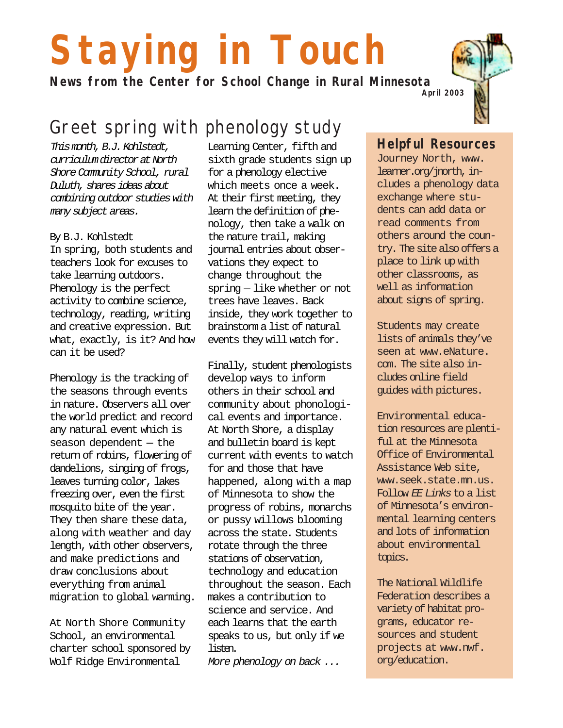# Staying in Touch

**News from the Center for School Change in Rural Minnesota**

**April 2003**

## Greet spring with phenology study

*This month, B.J. Kohlstedt, curriculum director at North Shore Community School, rural Duluth, shares ideas about combining outdoor studies with many subject areas.*

By B.J. Kohlstedt

In spring, both students and teachers look for excuses to take learning outdoors. Phenology is the perfect activity to combine science, technology, reading, writing and creative expression. But what, exactly, is it? And how can it be used?

Phenology is the tracking of the seasons through events in nature. Observers all over the world predict and record any natural event which is season dependent — the return of robins, flowering of dandelions, singing of frogs, leaves turning color, lakes freezing over, even the first mosquito bite of the year. They then share these data, along with weather and day length, with other observers, and make predictions and draw conclusions about everything from animal migration to global warming.

At North Shore Community School, an environmental charter school sponsored by Wolf Ridge Environmental Learning Center, fifth and sixth grade students sign up for a phenology elective which meets once a week. At their first meeting, they learn the definition of phenology, then take a walk on the nature trail, making journal entries about observations they expect to change throughout the spring — like whether or not trees have leaves. Back inside, they work together to brainstorm a list of natural events they will watch for.

Finally, student phenologists develop ways to inform others in their school and community about phonological events and importance. At North Shore, a display and bulletin board is kept current with events to watch for and those that have happened, along with a map of Minnesota to show the progress of robins, monarchs or pussy willows blooming across the state. Students rotate through the three stations of observation, technology and education throughout the season. Each makes a contribution to science and service. And each learns that the earth speaks to us, but only if we listen.

*More phenology on back ...*

### Helpful Resources

Journey North, www.learner.org/jnorth, includes a phenology data exchange where students can add data or read comments from others around the country. The site also offers a place to link up with other classrooms, as well as information about signs of spring.

Students may create lists of animals they've seen at www.eNature.com. The site also includes online field guides with pictures.

Environmental education resources are plentiful at the Minnesota Office of Environmental Assistance Web site, www.seek.state.mn.us. Follow *EE Links* to a list of Minnesota's environmental learning centers and lots of information about environmental topics.

The National Wildlife Federation describes a variety of habitat programs, educator resources and student projects at www.nwf.org/education.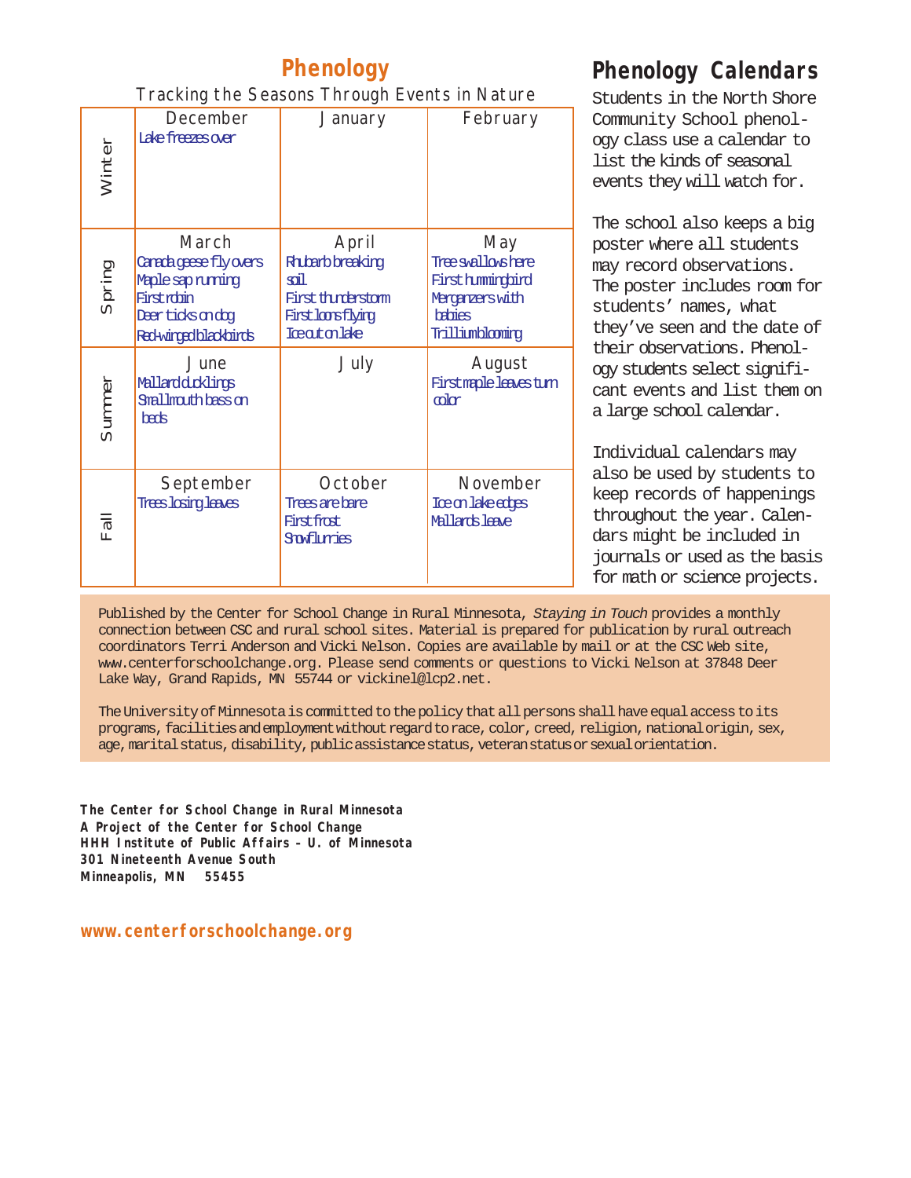## Phenology

Tracking the Seasons Through Events in Nature

| | | | |
|---|---|---|---|
| Winter | December<br>Lake freezes over | January | February |
| Spring | March<br>Canada geese fly overs<br>Maple sap running<br>First robin<br>Deer ticks on dog<br>Red-winged blackbirds | April<br>Rhubarb breaking soil<br>First thunderstorm<br>First loons flying<br>Ice out on lake | May<br>Tree swallows here<br>First hummingbird<br>Merganzers with babies<br>Trillium blooming |
| Summer | June<br>Mallard ducklings<br>Smallmouth bass on beds | July | August<br>First maple leaves turn color |
| Fall | September<br>Trees losing leaves | October<br>Trees are bare<br>First frost<br>Snowflurries | November<br>Ice on lake edges<br>Mallards leave |

## Phenology Calendars

Students in the North Shore Community School phenology class use a calendar to list the kinds of seasonal events they will watch for.

The school also keeps a big poster where all students may record observations. The poster includes room for students' names, what they've seen and the date of their observations. Phenology students select significant events and list them on a large school calendar.

Individual calendars may also be used by students to keep records of happenings throughout the year. Calendars might be included in journals or used as the basis for math or science projects.

Published by the Center for School Change in Rural Minnesota, *Staying in Touch* provides a monthly connection between CSC and rural school sites. Material is prepared for publication by rural outreach coordinators Terri Anderson and Vicki Nelson. Copies are available by mail or at the CSC Web site, www.centerforschoolchange.org. Please send comments or questions to Vicki Nelson at 37848 Deer Lake Way, Grand Rapids, MN 55744 or vickinel@lcp2.net.

The University of Minnesota is committed to the policy that all persons shall have equal access to its programs, facilities and employment without regard to race, color, creed, religion, national origin, sex, age, marital status, disability, public assistance status, veteran status or sexual orientation.

**The Center for School Change in Rural Minnesota**
**A Project of the Center for School Change**
**HHH Institute of Public Affairs – U. of Minnesota**
**301 Nineteenth Avenue South**
**Minneapolis, MN 55455**

**www.centerforschoolchange.org**